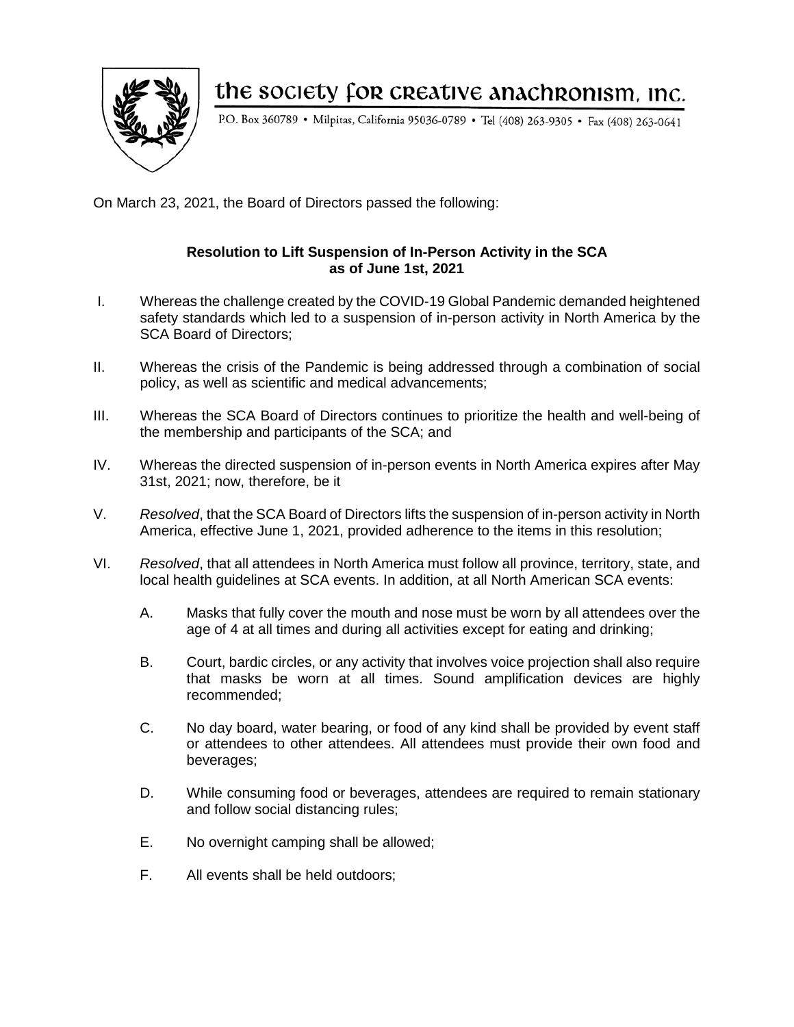# the society for creative anachronism, inc.

P.O. Box 360789 • Milpitas, California 95036-0789 • Tel (408) 263-9305 • Fax (408) 263-0641

On March 23, 2021, the Board of Directors passed the following:

**Resolution to Lift Suspension of In-Person Activity in the SCA as of June 1st, 2021**

I. Whereas the challenge created by the COVID-19 Global Pandemic demanded heightened safety standards which led to a suspension of in-person activity in North America by the SCA Board of Directors;

II. Whereas the crisis of the Pandemic is being addressed through a combination of social policy, as well as scientific and medical advancements;

III. Whereas the SCA Board of Directors continues to prioritize the health and well-being of the membership and participants of the SCA; and

IV. Whereas the directed suspension of in-person events in North America expires after May 31st, 2021; now, therefore, be it

V. *Resolved*, that the SCA Board of Directors lifts the suspension of in-person activity in North America, effective June 1, 2021, provided adherence to the items in this resolution;

VI. *Resolved*, that all attendees in North America must follow all province, territory, state, and local health guidelines at SCA events. In addition, at all North American SCA events:

   A. Masks that fully cover the mouth and nose must be worn by all attendees over the age of 4 at all times and during all activities except for eating and drinking;

   B. Court, bardic circles, or any activity that involves voice projection shall also require that masks be worn at all times. Sound amplification devices are highly recommended;

   C. No day board, water bearing, or food of any kind shall be provided by event staff or attendees to other attendees. All attendees must provide their own food and beverages;

   D. While consuming food or beverages, attendees are required to remain stationary and follow social distancing rules;

   E. No overnight camping shall be allowed;

   F. All events shall be held outdoors;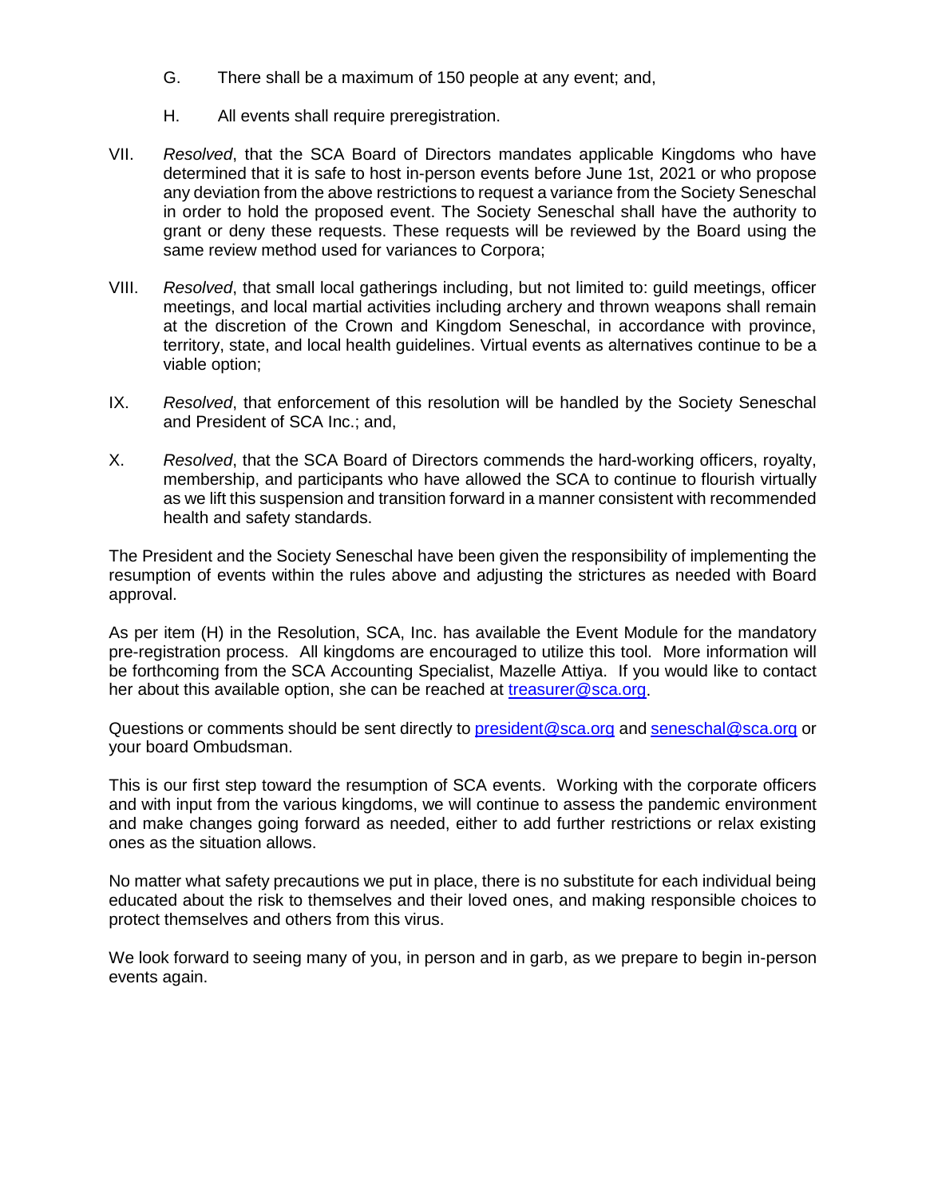G. There shall be a maximum of 150 people at any event; and,

H. All events shall require preregistration.

VII. *Resolved*, that the SCA Board of Directors mandates applicable Kingdoms who have determined that it is safe to host in-person events before June 1st, 2021 or who propose any deviation from the above restrictions to request a variance from the Society Seneschal in order to hold the proposed event. The Society Seneschal shall have the authority to grant or deny these requests. These requests will be reviewed by the Board using the same review method used for variances to Corpora;

VIII. *Resolved*, that small local gatherings including, but not limited to: guild meetings, officer meetings, and local martial activities including archery and thrown weapons shall remain at the discretion of the Crown and Kingdom Seneschal, in accordance with province, territory, state, and local health guidelines. Virtual events as alternatives continue to be a viable option;

IX. *Resolved*, that enforcement of this resolution will be handled by the Society Seneschal and President of SCA Inc.; and,

X. *Resolved*, that the SCA Board of Directors commends the hard-working officers, royalty, membership, and participants who have allowed the SCA to continue to flourish virtually as we lift this suspension and transition forward in a manner consistent with recommended health and safety standards.

The President and the Society Seneschal have been given the responsibility of implementing the resumption of events within the rules above and adjusting the strictures as needed with Board approval.

As per item (H) in the Resolution, SCA, Inc. has available the Event Module for the mandatory pre-registration process. All kingdoms are encouraged to utilize this tool. More information will be forthcoming from the SCA Accounting Specialist, Mazelle Attiya. If you would like to contact her about this available option, she can be reached at [treasurer@sca.org](mailto:treasurer@sca.org).

Questions or comments should be sent directly to [president@sca.org](mailto:president@sca.org) and [seneschal@sca.org](mailto:seneschal@sca.org) or your board Ombudsman.

This is our first step toward the resumption of SCA events. Working with the corporate officers and with input from the various kingdoms, we will continue to assess the pandemic environment and make changes going forward as needed, either to add further restrictions or relax existing ones as the situation allows.

No matter what safety precautions we put in place, there is no substitute for each individual being educated about the risk to themselves and their loved ones, and making responsible choices to protect themselves and others from this virus.

We look forward to seeing many of you, in person and in garb, as we prepare to begin in-person events again.